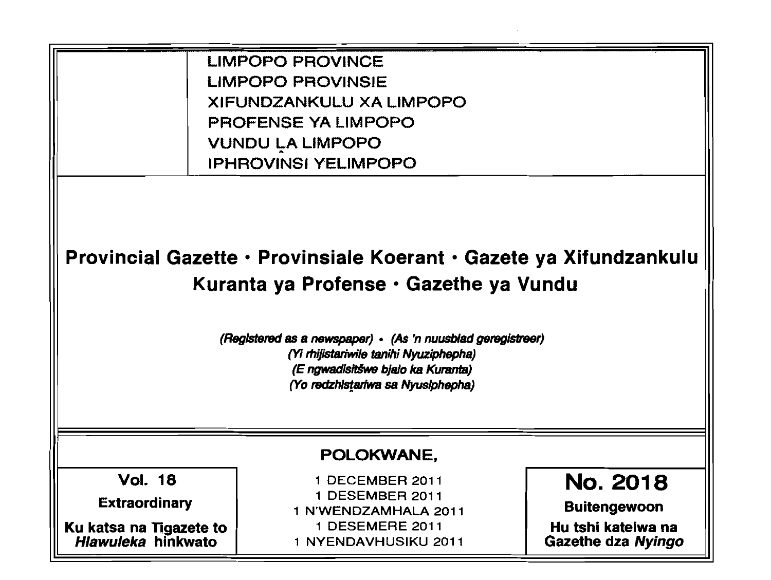LIMPOPO PROVINCE
LIMPOPO PROVINSIE
XIFUNDZANKULU XA LIMPOPO
PROFENSE YA LIMPOPO
VUNDU LA LIMPOPO
IPHROVINSI YELIMPOPO

# Provincial Gazette • Provinsiale Koerant • Gazete ya Xifundzankulu Kuranta ya Profense • Gazethe ya Vundu

*(Registered as a newspaper) • (As 'n nuusblad geregistreer)*
*(Yi rhijistariwile tanihi Nyuziphepha)*
*(E ngwadisitšwe bjalo ka Kuranta)*
*(Yo redzhistariwa sa Nyusiphepha)*

**POLOKWANE,**

| Vol. 18 | 1 DECEMBER 2011 | No. 2018 |
|---|---|---|
| **Extraordinary** | 1 DESEMBER 2011 | **Buitengewoon** |
| **Ku katsa na Tigazete to *Hlawuleka* hinkwato** | 1 N'WENDZAMHALA 2011 | **Hu tshi katelwa na Gazethe dza *Nyingo*** |
| | 1 DESEMERE 2011 | |
| | 1 NYENDAVHUSIKU 2011 | |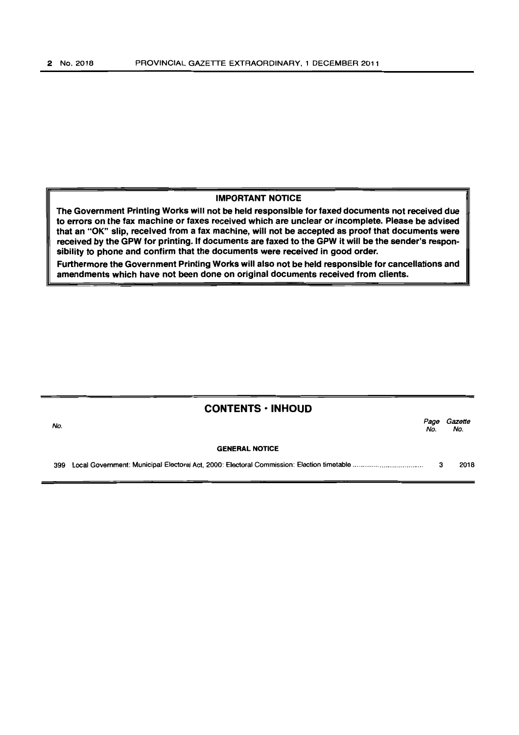**IMPORTANT NOTICE**

**The Government Printing Works will not be held responsible for faxed documents not received due to errors on the fax machine or faxes received which are unclear or incomplete. Please be advised that an "OK" slip, received from a fax machine, will not be accepted as proof that documents were received by the GPW for printing. If documents are faxed to the GPW it will be the sender's responsibility to phone and confirm that the documents were received in good order.**

**Furthermore the Government Printing Works will also not be held responsible for cancellations and amendments which have not been done on original documents received from clients.**

## CONTENTS · INHOUD

| No. | | *Page No.* | *Gazette No.* |
|---|---|---|---|
| | **GENERAL NOTICE** | | |
| 399 | Local Government: Municipal Electoral Act, 2000: Electoral Commission: Election timetable | 3 | 2018 |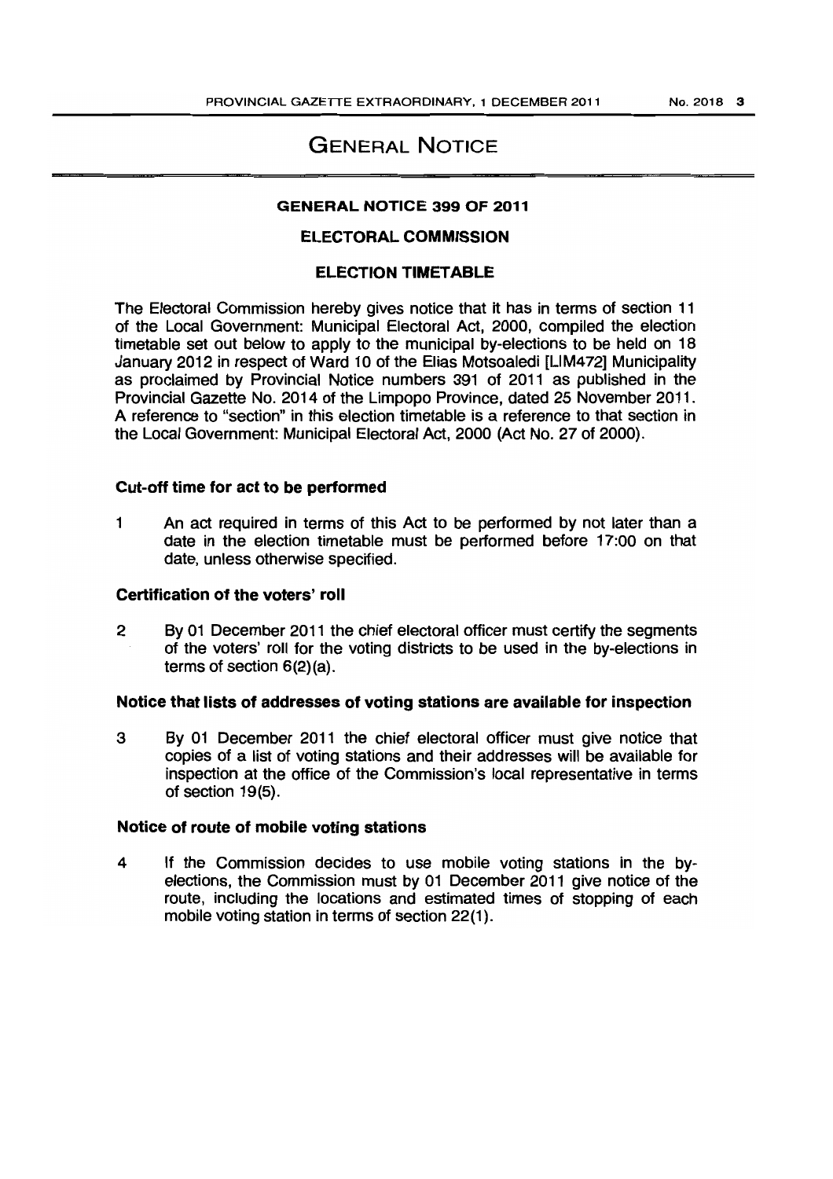# General Notice

## GENERAL NOTICE 399 OF 2011

## ELECTORAL COMMISSION

## ELECTION TIMETABLE

The Electoral Commission hereby gives notice that it has in terms of section 11 of the Local Government: Municipal Electoral Act, 2000, compiled the election timetable set out below to apply to the municipal by-elections to be held on 18 January 2012 in respect of Ward 10 of the Elias Motsoaledi [LIM472] Municipality as proclaimed by Provincial Notice numbers 391 of 2011 as published in the Provincial Gazette No. 2014 of the Limpopo Province, dated 25 November 2011. A reference to "section" in this election timetable is a reference to that section in the Local Government: Municipal Electoral Act, 2000 (Act No. 27 of 2000).

### Cut-off time for act to be performed

1 An act required in terms of this Act to be performed by not later than a date in the election timetable must be performed before 17:00 on that date, unless otherwise specified.

### Certification of the voters' roll

2 By 01 December 2011 the chief electoral officer must certify the segments of the voters' roll for the voting districts to be used in the by-elections in terms of section 6(2)(a).

### Notice that lists of addresses of voting stations are available for inspection

3 By 01 December 2011 the chief electoral officer must give notice that copies of a list of voting stations and their addresses will be available for inspection at the office of the Commission's local representative in terms of section 19(5).

### Notice of route of mobile voting stations

4 If the Commission decides to use mobile voting stations in the by-elections, the Commission must by 01 December 2011 give notice of the route, including the locations and estimated times of stopping of each mobile voting station in terms of section 22(1).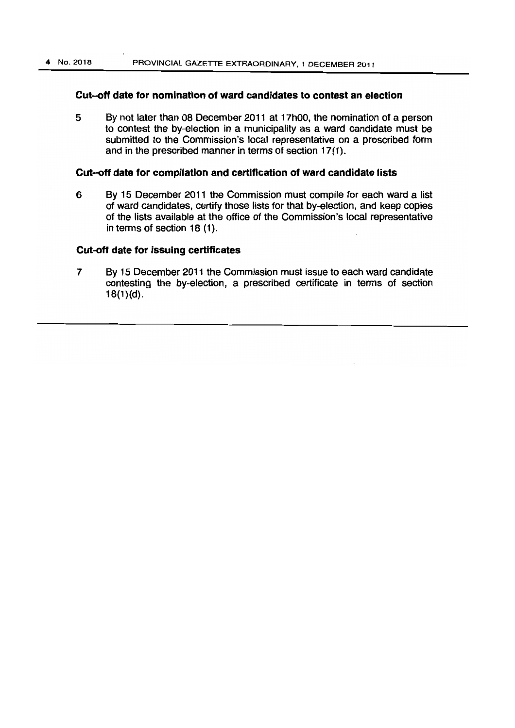### Cut–off date for nomination of ward candidates to contest an election

5 By not later than 08 December 2011 at 17h00, the nomination of a person to contest the by-election in a municipality as a ward candidate must be submitted to the Commission's local representative on a prescribed form and in the prescribed manner in terms of section 17(1).

### Cut–off date for compilation and certification of ward candidate lists

6 By 15 December 2011 the Commission must compile for each ward a list of ward candidates, certify those lists for that by-election, and keep copies of the lists available at the office of the Commission's local representative in terms of section 18 (1).

### Cut-off date for issuing certificates

7 By 15 December 2011 the Commission must issue to each ward candidate contesting the by-election, a prescribed certificate in terms of section 18(1)(d).